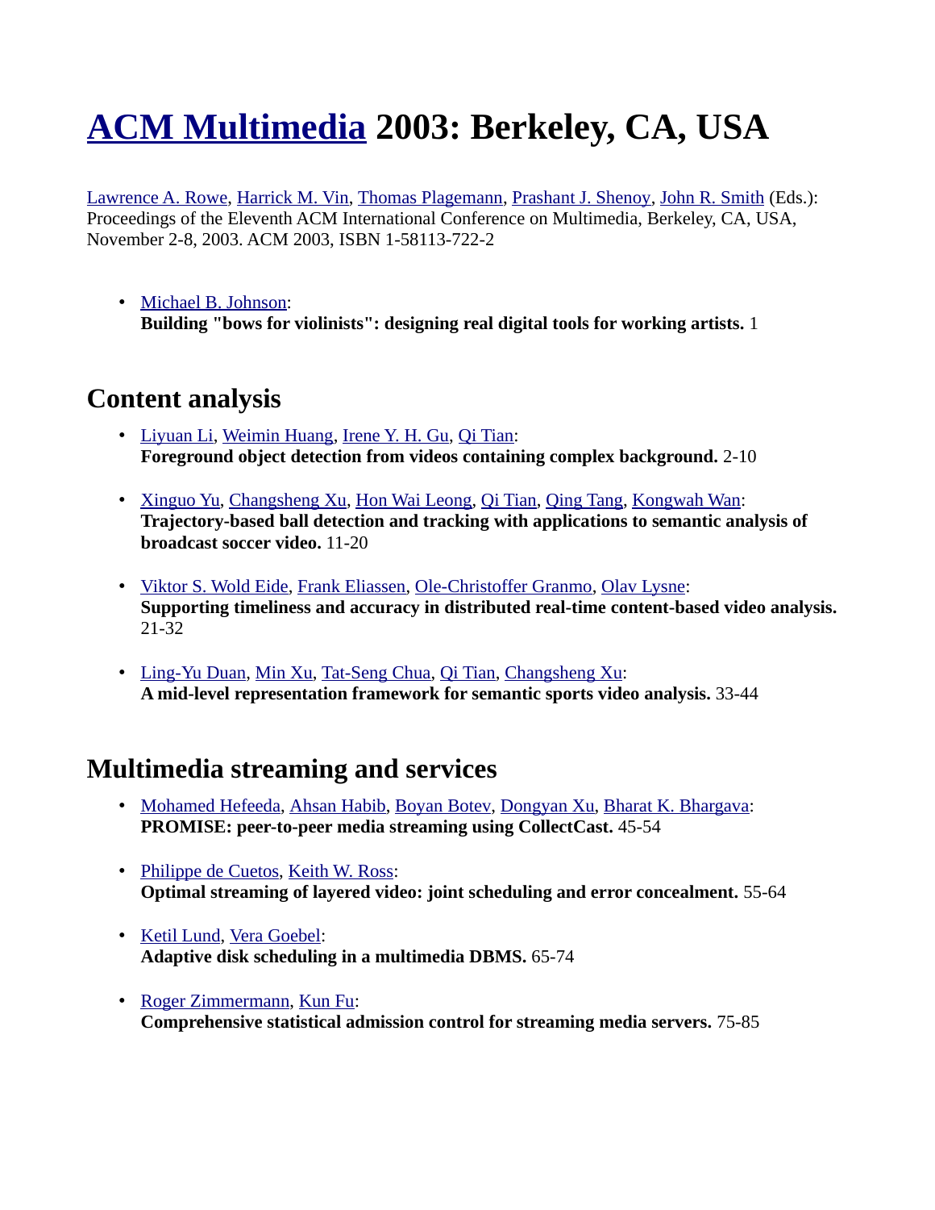# ACM Multimedia 2003: Berkeley, CA, USA

Lawrence A. Rowe, Harrick M. Vin, Thomas Plagemann, Prashant J. Shenoy, John R. Smith (Eds.): Proceedings of the Eleventh ACM International Conference on Multimedia, Berkeley, CA, USA, November 2-8, 2003. ACM 2003, ISBN 1-58113-722-2

- Michael B. Johnson:
  **Building "bows for violinists": designing real digital tools for working artists.** 1

## Content analysis

- Liyuan Li, Weimin Huang, Irene Y. H. Gu, Qi Tian:
  **Foreground object detection from videos containing complex background.** 2-10

- Xinguo Yu, Changsheng Xu, Hon Wai Leong, Qi Tian, Qing Tang, Kongwah Wan:
  **Trajectory-based ball detection and tracking with applications to semantic analysis of broadcast soccer video.** 11-20

- Viktor S. Wold Eide, Frank Eliassen, Ole-Christoffer Granmo, Olav Lysne:
  **Supporting timeliness and accuracy in distributed real-time content-based video analysis.** 21-32

- Ling-Yu Duan, Min Xu, Tat-Seng Chua, Qi Tian, Changsheng Xu:
  **A mid-level representation framework for semantic sports video analysis.** 33-44

## Multimedia streaming and services

- Mohamed Hefeeda, Ahsan Habib, Boyan Botev, Dongyan Xu, Bharat K. Bhargava:
  **PROMISE: peer-to-peer media streaming using CollectCast.** 45-54

- Philippe de Cuetos, Keith W. Ross:
  **Optimal streaming of layered video: joint scheduling and error concealment.** 55-64

- Ketil Lund, Vera Goebel:
  **Adaptive disk scheduling in a multimedia DBMS.** 65-74

- Roger Zimmermann, Kun Fu:
  **Comprehensive statistical admission control for streaming media servers.** 75-85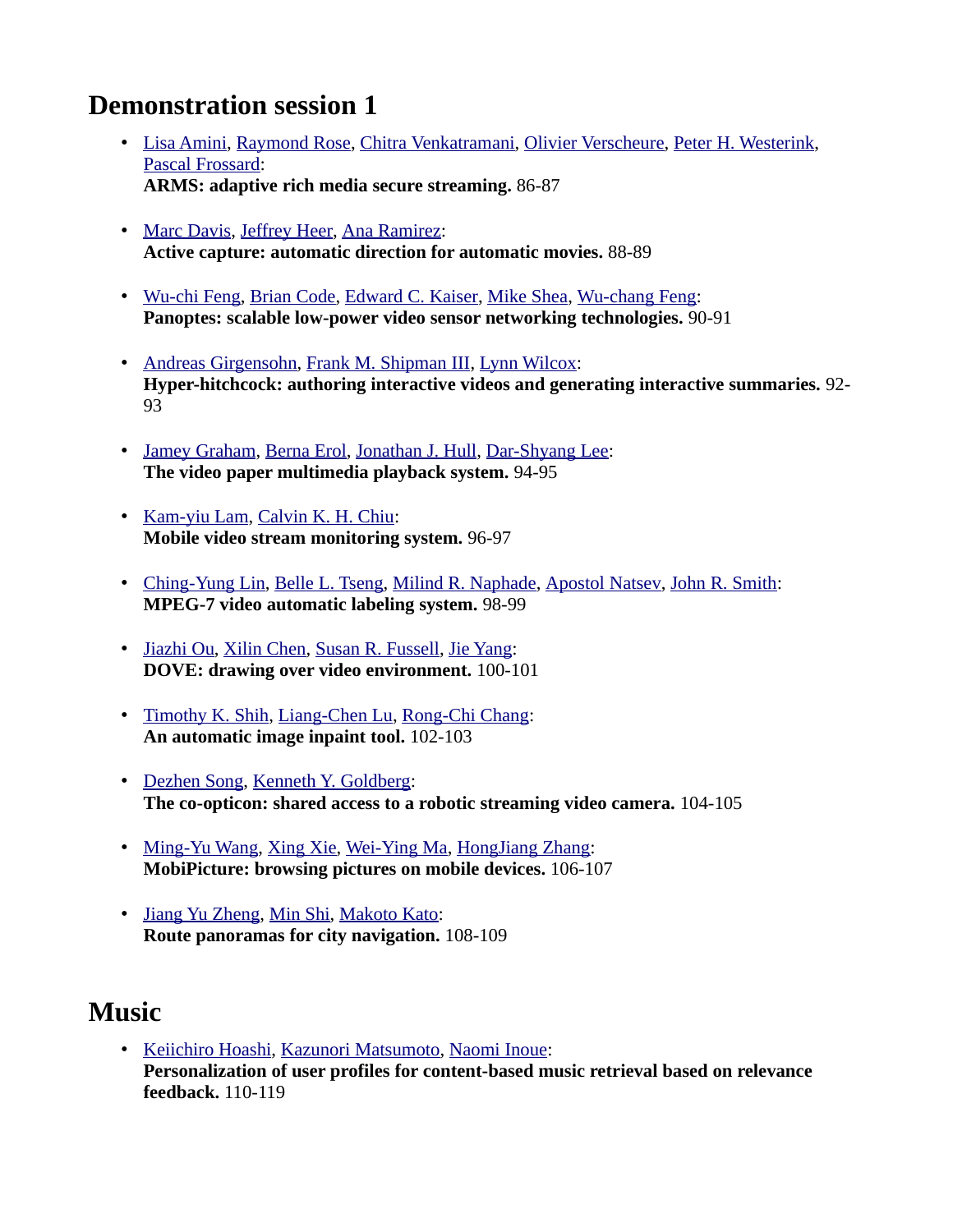## Demonstration session 1

- Lisa Amini, Raymond Rose, Chitra Venkatramani, Olivier Verscheure, Peter H. Westerink, Pascal Frossard:
  **ARMS: adaptive rich media secure streaming.** 86-87

- Marc Davis, Jeffrey Heer, Ana Ramirez:
  **Active capture: automatic direction for automatic movies.** 88-89

- Wu-chi Feng, Brian Code, Edward C. Kaiser, Mike Shea, Wu-chang Feng:
  **Panoptes: scalable low-power video sensor networking technologies.** 90-91

- Andreas Girgensohn, Frank M. Shipman III, Lynn Wilcox:
  **Hyper-hitchcock: authoring interactive videos and generating interactive summaries.** 92-93

- Jamey Graham, Berna Erol, Jonathan J. Hull, Dar-Shyang Lee:
  **The video paper multimedia playback system.** 94-95

- Kam-yiu Lam, Calvin K. H. Chiu:
  **Mobile video stream monitoring system.** 96-97

- Ching-Yung Lin, Belle L. Tseng, Milind R. Naphade, Apostol Natsev, John R. Smith:
  **MPEG-7 video automatic labeling system.** 98-99

- Jiazhi Ou, Xilin Chen, Susan R. Fussell, Jie Yang:
  **DOVE: drawing over video environment.** 100-101

- Timothy K. Shih, Liang-Chen Lu, Rong-Chi Chang:
  **An automatic image inpaint tool.** 102-103

- Dezhen Song, Kenneth Y. Goldberg:
  **The co-opticon: shared access to a robotic streaming video camera.** 104-105

- Ming-Yu Wang, Xing Xie, Wei-Ying Ma, HongJiang Zhang:
  **MobiPicture: browsing pictures on mobile devices.** 106-107

- Jiang Yu Zheng, Min Shi, Makoto Kato:
  **Route panoramas for city navigation.** 108-109

## Music

- Keiichiro Hoashi, Kazunori Matsumoto, Naomi Inoue:
  **Personalization of user profiles for content-based music retrieval based on relevance feedback.** 110-119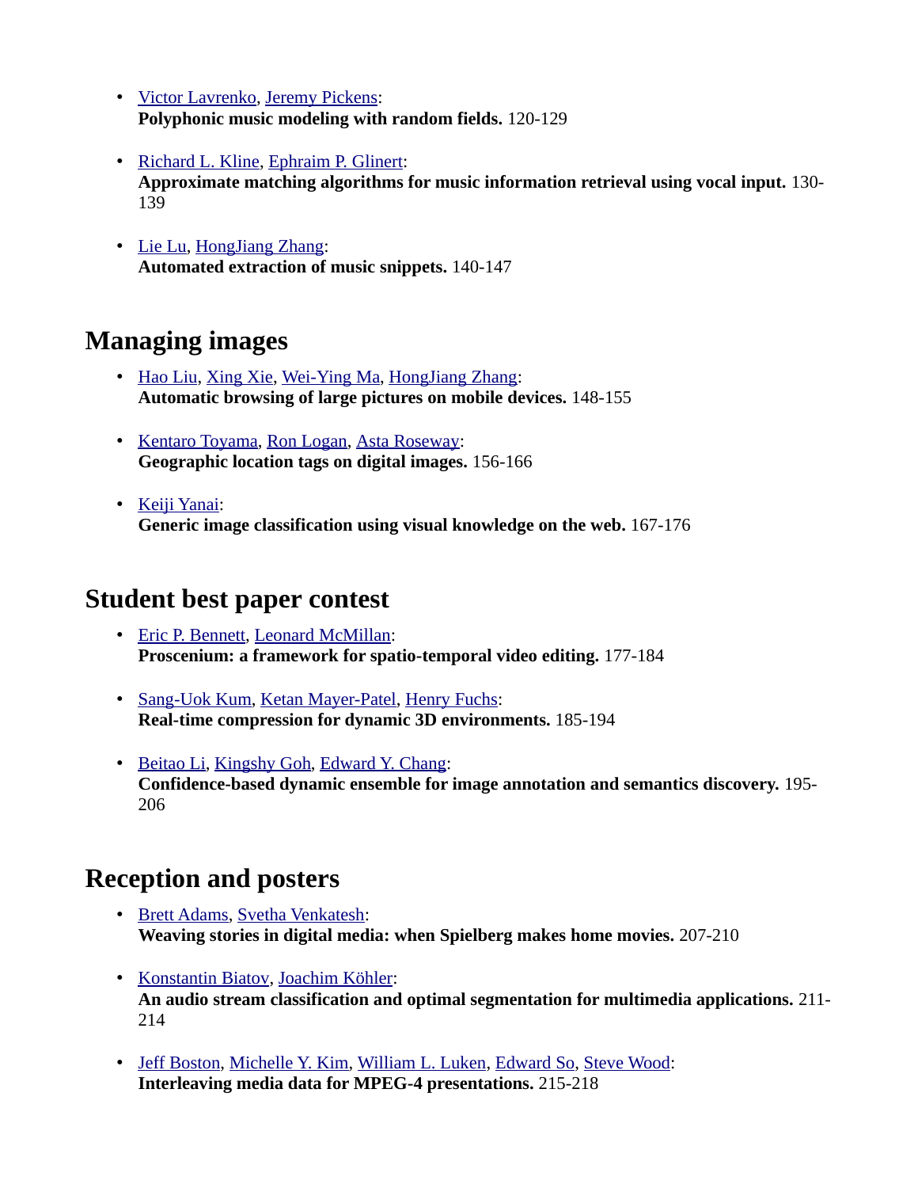- Victor Lavrenko, Jeremy Pickens:
  **Polyphonic music modeling with random fields.** 120-129

- Richard L. Kline, Ephraim P. Glinert:
  **Approximate matching algorithms for music information retrieval using vocal input.** 130-139

- Lie Lu, HongJiang Zhang:
  **Automated extraction of music snippets.** 140-147

## Managing images

- Hao Liu, Xing Xie, Wei-Ying Ma, HongJiang Zhang:
  **Automatic browsing of large pictures on mobile devices.** 148-155

- Kentaro Toyama, Ron Logan, Asta Roseway:
  **Geographic location tags on digital images.** 156-166

- Keiji Yanai:
  **Generic image classification using visual knowledge on the web.** 167-176

## Student best paper contest

- Eric P. Bennett, Leonard McMillan:
  **Proscenium: a framework for spatio-temporal video editing.** 177-184

- Sang-Uok Kum, Ketan Mayer-Patel, Henry Fuchs:
  **Real-time compression for dynamic 3D environments.** 185-194

- Beitao Li, Kingshy Goh, Edward Y. Chang:
  **Confidence-based dynamic ensemble for image annotation and semantics discovery.** 195-206

## Reception and posters

- Brett Adams, Svetha Venkatesh:
  **Weaving stories in digital media: when Spielberg makes home movies.** 207-210

- Konstantin Biatov, Joachim Köhler:
  **An audio stream classification and optimal segmentation for multimedia applications.** 211-214

- Jeff Boston, Michelle Y. Kim, William L. Luken, Edward So, Steve Wood:
  **Interleaving media data for MPEG-4 presentations.** 215-218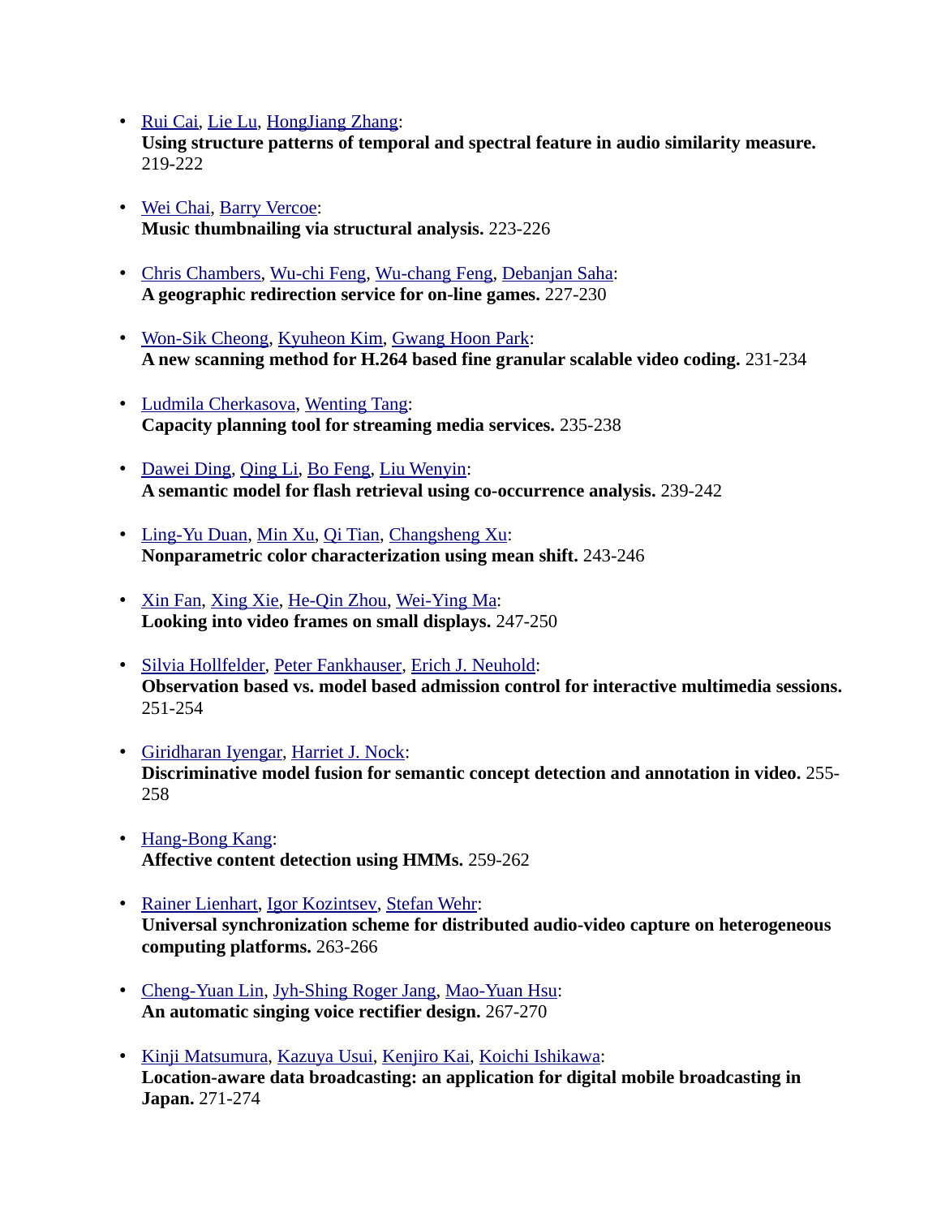- Rui Cai, Lie Lu, HongJiang Zhang:
**Using structure patterns of temporal and spectral feature in audio similarity measure.** 219-222

- Wei Chai, Barry Vercoe:
**Music thumbnailing via structural analysis.** 223-226

- Chris Chambers, Wu-chi Feng, Wu-chang Feng, Debanjan Saha:
**A geographic redirection service for on-line games.** 227-230

- Won-Sik Cheong, Kyuheon Kim, Gwang Hoon Park:
**A new scanning method for H.264 based fine granular scalable video coding.** 231-234

- Ludmila Cherkasova, Wenting Tang:
**Capacity planning tool for streaming media services.** 235-238

- Dawei Ding, Qing Li, Bo Feng, Liu Wenyin:
**A semantic model for flash retrieval using co-occurrence analysis.** 239-242

- Ling-Yu Duan, Min Xu, Qi Tian, Changsheng Xu:
**Nonparametric color characterization using mean shift.** 243-246

- Xin Fan, Xing Xie, He-Qin Zhou, Wei-Ying Ma:
**Looking into video frames on small displays.** 247-250

- Silvia Hollfelder, Peter Fankhauser, Erich J. Neuhold:
**Observation based vs. model based admission control for interactive multimedia sessions.** 251-254

- Giridharan Iyengar, Harriet J. Nock:
**Discriminative model fusion for semantic concept detection and annotation in video.** 255-258

- Hang-Bong Kang:
**Affective content detection using HMMs.** 259-262

- Rainer Lienhart, Igor Kozintsev, Stefan Wehr:
**Universal synchronization scheme for distributed audio-video capture on heterogeneous computing platforms.** 263-266

- Cheng-Yuan Lin, Jyh-Shing Roger Jang, Mao-Yuan Hsu:
**An automatic singing voice rectifier design.** 267-270

- Kinji Matsumura, Kazuya Usui, Kenjiro Kai, Koichi Ishikawa:
**Location-aware data broadcasting: an application for digital mobile broadcasting in Japan.** 271-274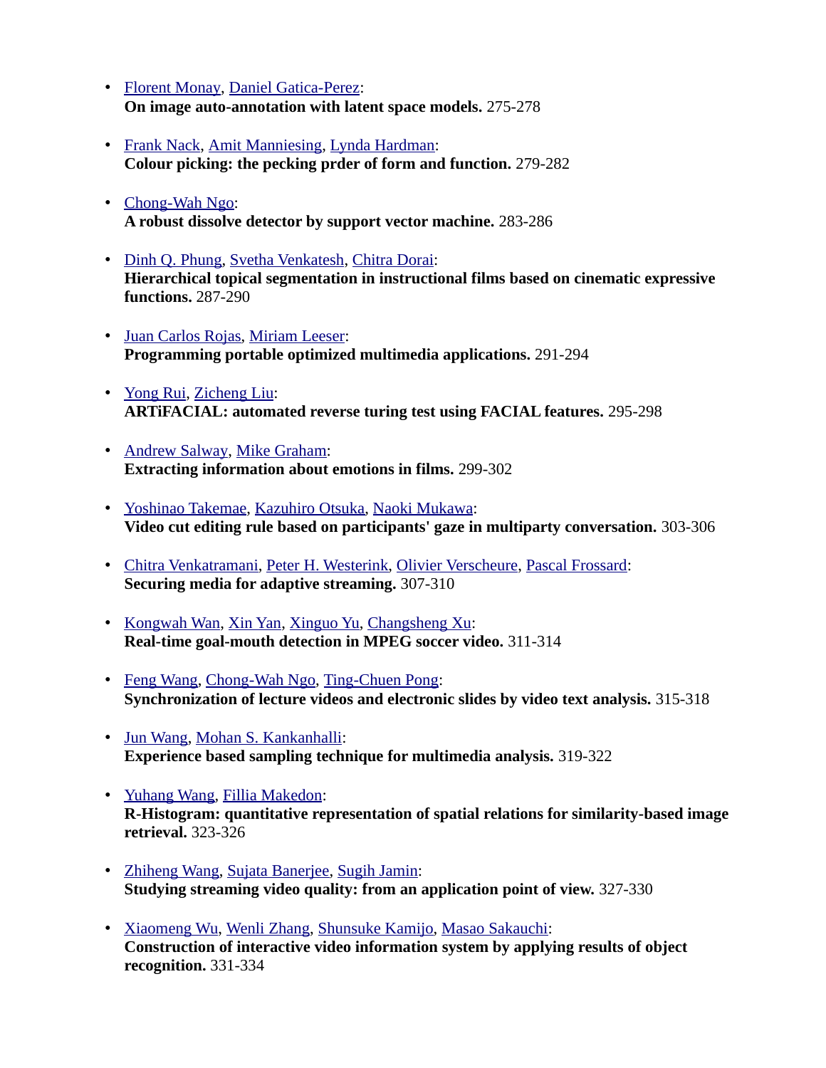- Florent Monay, Daniel Gatica-Perez:
  **On image auto-annotation with latent space models.** 275-278

- Frank Nack, Amit Manniesing, Lynda Hardman:
  **Colour picking: the pecking prder of form and function.** 279-282

- Chong-Wah Ngo:
  **A robust dissolve detector by support vector machine.** 283-286

- Dinh Q. Phung, Svetha Venkatesh, Chitra Dorai:
  **Hierarchical topical segmentation in instructional films based on cinematic expressive functions.** 287-290

- Juan Carlos Rojas, Miriam Leeser:
  **Programming portable optimized multimedia applications.** 291-294

- Yong Rui, Zicheng Liu:
  **ARTiFACIAL: automated reverse turing test using FACIAL features.** 295-298

- Andrew Salway, Mike Graham:
  **Extracting information about emotions in films.** 299-302

- Yoshinao Takemae, Kazuhiro Otsuka, Naoki Mukawa:
  **Video cut editing rule based on participants' gaze in multiparty conversation.** 303-306

- Chitra Venkatramani, Peter H. Westerink, Olivier Verscheure, Pascal Frossard:
  **Securing media for adaptive streaming.** 307-310

- Kongwah Wan, Xin Yan, Xinguo Yu, Changsheng Xu:
  **Real-time goal-mouth detection in MPEG soccer video.** 311-314

- Feng Wang, Chong-Wah Ngo, Ting-Chuen Pong:
  **Synchronization of lecture videos and electronic slides by video text analysis.** 315-318

- Jun Wang, Mohan S. Kankanhalli:
  **Experience based sampling technique for multimedia analysis.** 319-322

- Yuhang Wang, Fillia Makedon:
  **R-Histogram: quantitative representation of spatial relations for similarity-based image retrieval.** 323-326

- Zhiheng Wang, Sujata Banerjee, Sugih Jamin:
  **Studying streaming video quality: from an application point of view.** 327-330

- Xiaomeng Wu, Wenli Zhang, Shunsuke Kamijo, Masao Sakauchi:
  **Construction of interactive video information system by applying results of object recognition.** 331-334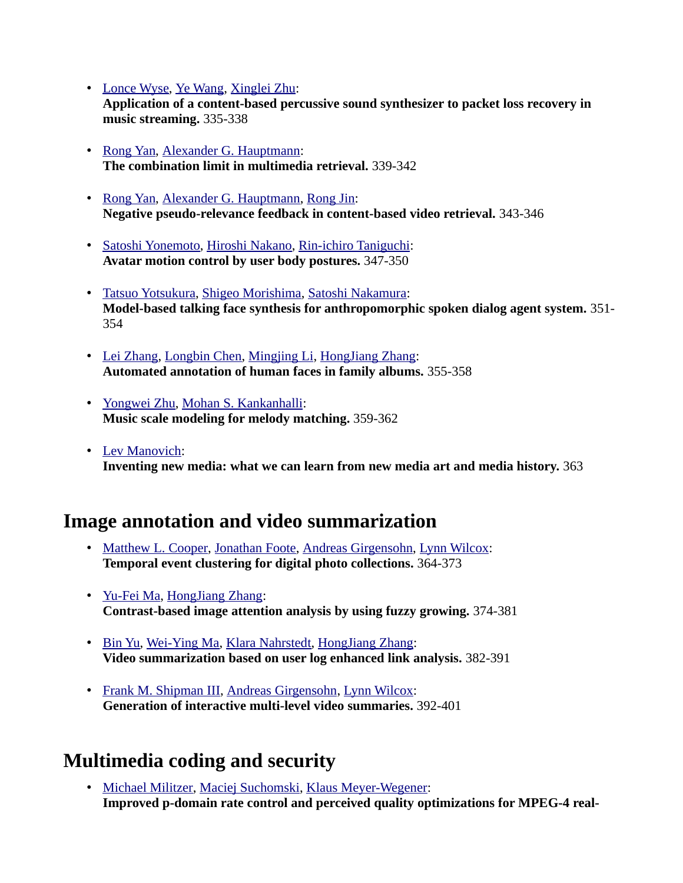- Lonce Wyse, Ye Wang, Xinglei Zhu:
  **Application of a content-based percussive sound synthesizer to packet loss recovery in music streaming.** 335-338

- Rong Yan, Alexander G. Hauptmann:
  **The combination limit in multimedia retrieval.** 339-342

- Rong Yan, Alexander G. Hauptmann, Rong Jin:
  **Negative pseudo-relevance feedback in content-based video retrieval.** 343-346

- Satoshi Yonemoto, Hiroshi Nakano, Rin-ichiro Taniguchi:
  **Avatar motion control by user body postures.** 347-350

- Tatsuo Yotsukura, Shigeo Morishima, Satoshi Nakamura:
  **Model-based talking face synthesis for anthropomorphic spoken dialog agent system.** 351-354

- Lei Zhang, Longbin Chen, Mingjing Li, HongJiang Zhang:
  **Automated annotation of human faces in family albums.** 355-358

- Yongwei Zhu, Mohan S. Kankanhalli:
  **Music scale modeling for melody matching.** 359-362

- Lev Manovich:
  **Inventing new media: what we can learn from new media art and media history.** 363

## Image annotation and video summarization

- Matthew L. Cooper, Jonathan Foote, Andreas Girgensohn, Lynn Wilcox:
  **Temporal event clustering for digital photo collections.** 364-373

- Yu-Fei Ma, HongJiang Zhang:
  **Contrast-based image attention analysis by using fuzzy growing.** 374-381

- Bin Yu, Wei-Ying Ma, Klara Nahrstedt, HongJiang Zhang:
  **Video summarization based on user log enhanced link analysis.** 382-391

- Frank M. Shipman III, Andreas Girgensohn, Lynn Wilcox:
  **Generation of interactive multi-level video summaries.** 392-401

## Multimedia coding and security

- Michael Militzer, Maciej Suchomski, Klaus Meyer-Wegener:
  **Improved p-domain rate control and perceived quality optimizations for MPEG-4 real-**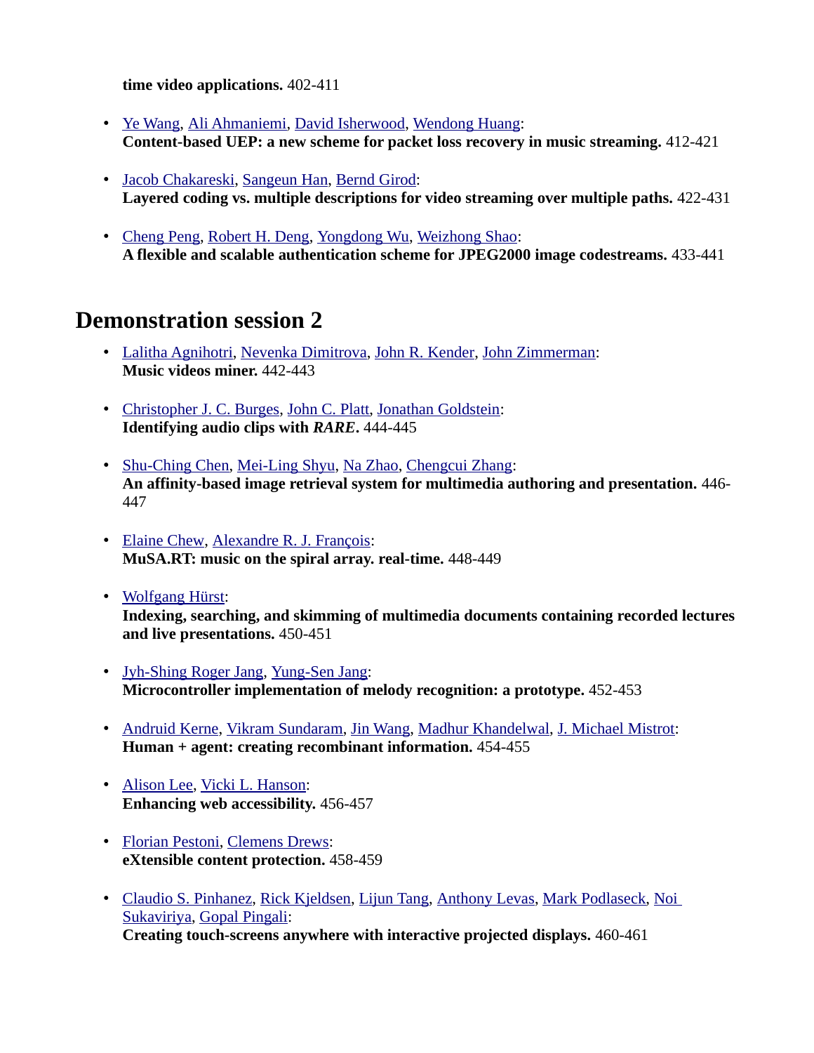**time video applications.** 402-411

- Ye Wang, Ali Ahmaniemi, David Isherwood, Wendong Huang:
  **Content-based UEP: a new scheme for packet loss recovery in music streaming.** 412-421

- Jacob Chakareski, Sangeun Han, Bernd Girod:
  **Layered coding vs. multiple descriptions for video streaming over multiple paths.** 422-431

- Cheng Peng, Robert H. Deng, Yongdong Wu, Weizhong Shao:
  **A flexible and scalable authentication scheme for JPEG2000 image codestreams.** 433-441

## Demonstration session 2

- Lalitha Agnihotri, Nevenka Dimitrova, John R. Kender, John Zimmerman:
  **Music videos miner.** 442-443

- Christopher J. C. Burges, John C. Platt, Jonathan Goldstein:
  **Identifying audio clips with *RARE*.** 444-445

- Shu-Ching Chen, Mei-Ling Shyu, Na Zhao, Chengcui Zhang:
  **An affinity-based image retrieval system for multimedia authoring and presentation.** 446-447

- Elaine Chew, Alexandre R. J. François:
  **MuSA.RT: music on the spiral array. real-time.** 448-449

- Wolfgang Hürst:
  **Indexing, searching, and skimming of multimedia documents containing recorded lectures and live presentations.** 450-451

- Jyh-Shing Roger Jang, Yung-Sen Jang:
  **Microcontroller implementation of melody recognition: a prototype.** 452-453

- Andruid Kerne, Vikram Sundaram, Jin Wang, Madhur Khandelwal, J. Michael Mistrot:
  **Human + agent: creating recombinant information.** 454-455

- Alison Lee, Vicki L. Hanson:
  **Enhancing web accessibility.** 456-457

- Florian Pestoni, Clemens Drews:
  **eXtensible content protection.** 458-459

- Claudio S. Pinhanez, Rick Kjeldsen, Lijun Tang, Anthony Levas, Mark Podlaseck, Noi Sukaviriya, Gopal Pingali:
  **Creating touch-screens anywhere with interactive projected displays.** 460-461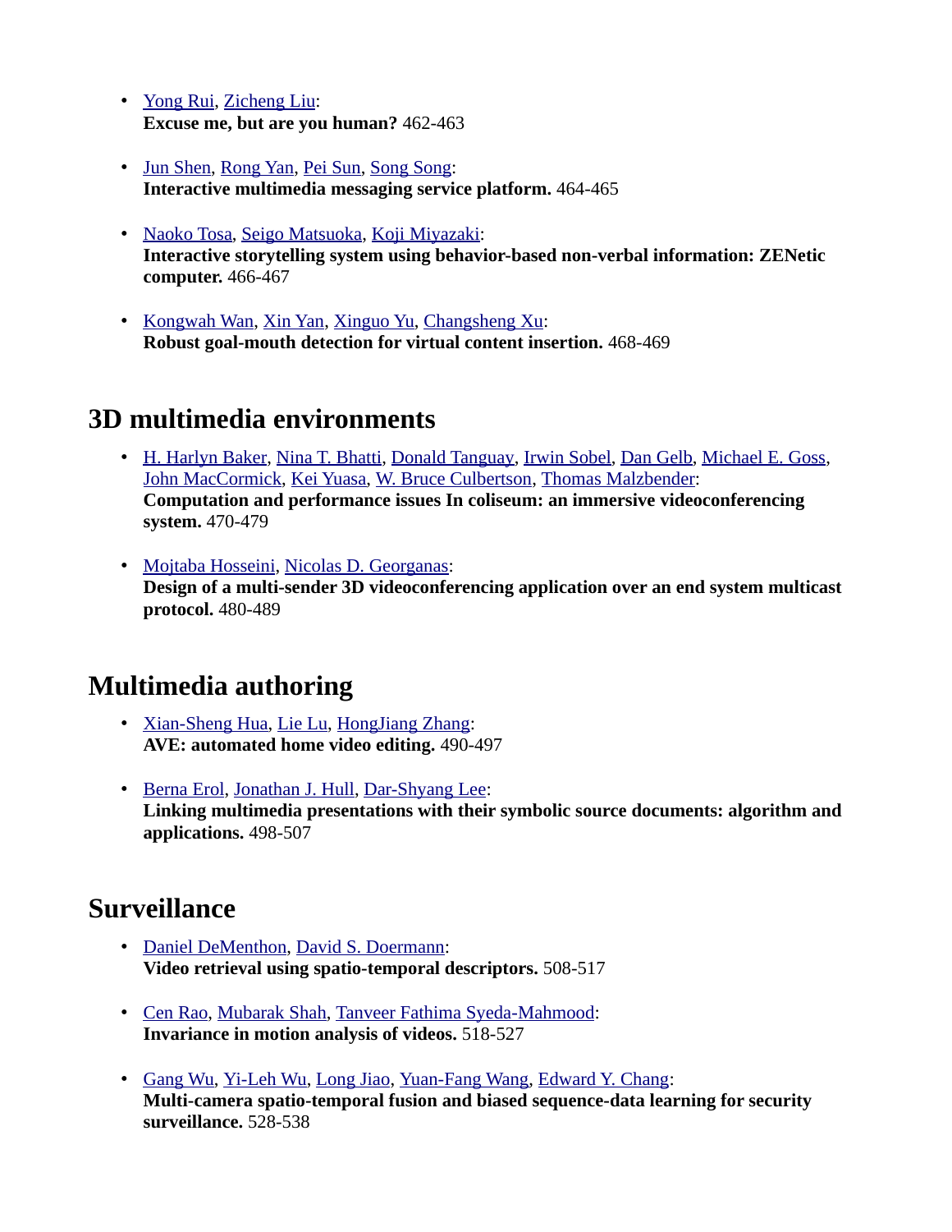- Yong Rui, Zicheng Liu:
**Excuse me, but are you human?** 462-463

- Jun Shen, Rong Yan, Pei Sun, Song Song:
**Interactive multimedia messaging service platform.** 464-465

- Naoko Tosa, Seigo Matsuoka, Koji Miyazaki:
**Interactive storytelling system using behavior-based non-verbal information: ZENetic computer.** 466-467

- Kongwah Wan, Xin Yan, Xinguo Yu, Changsheng Xu:
**Robust goal-mouth detection for virtual content insertion.** 468-469

## 3D multimedia environments

- H. Harlyn Baker, Nina T. Bhatti, Donald Tanguay, Irwin Sobel, Dan Gelb, Michael E. Goss, John MacCormick, Kei Yuasa, W. Bruce Culbertson, Thomas Malzbender:
**Computation and performance issues In coliseum: an immersive videoconferencing system.** 470-479

- Mojtaba Hosseini, Nicolas D. Georganas:
**Design of a multi-sender 3D videoconferencing application over an end system multicast protocol.** 480-489

## Multimedia authoring

- Xian-Sheng Hua, Lie Lu, HongJiang Zhang:
**AVE: automated home video editing.** 490-497

- Berna Erol, Jonathan J. Hull, Dar-Shyang Lee:
**Linking multimedia presentations with their symbolic source documents: algorithm and applications.** 498-507

## Surveillance

- Daniel DeMenthon, David S. Doermann:
**Video retrieval using spatio-temporal descriptors.** 508-517

- Cen Rao, Mubarak Shah, Tanveer Fathima Syeda-Mahmood:
**Invariance in motion analysis of videos.** 518-527

- Gang Wu, Yi-Leh Wu, Long Jiao, Yuan-Fang Wang, Edward Y. Chang:
**Multi-camera spatio-temporal fusion and biased sequence-data learning for security surveillance.** 528-538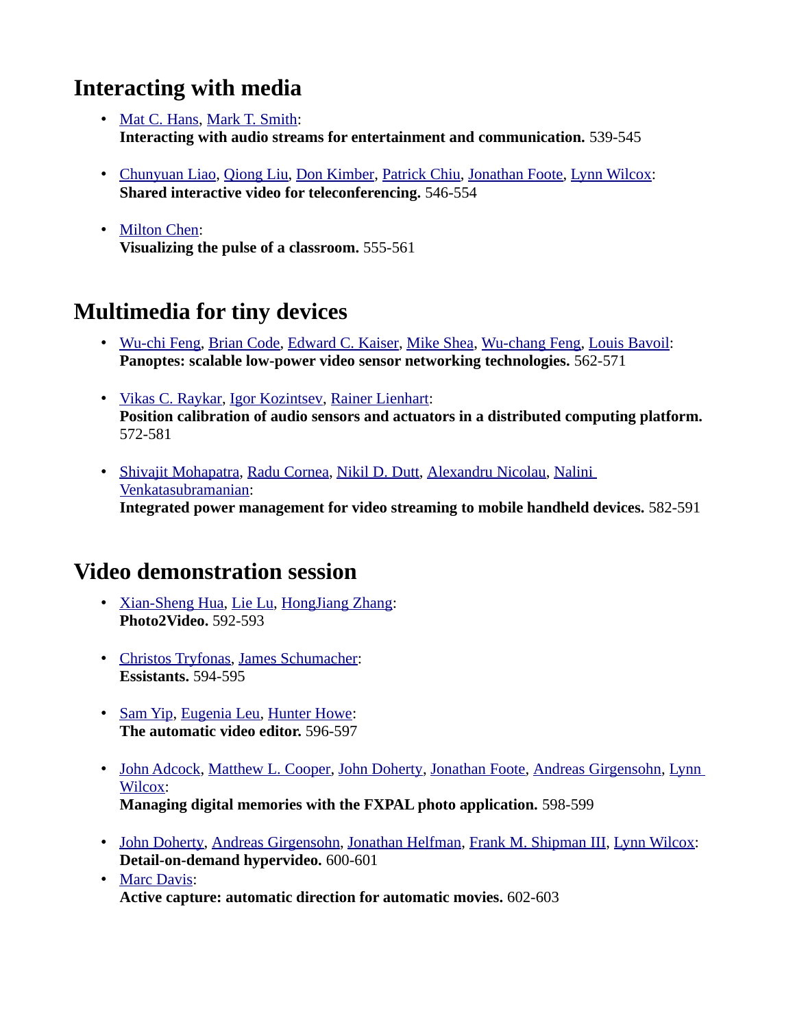## Interacting with media

- Mat C. Hans, Mark T. Smith:
  **Interacting with audio streams for entertainment and communication.** 539-545

- Chunyuan Liao, Qiong Liu, Don Kimber, Patrick Chiu, Jonathan Foote, Lynn Wilcox:
  **Shared interactive video for teleconferencing.** 546-554

- Milton Chen:
  **Visualizing the pulse of a classroom.** 555-561

## Multimedia for tiny devices

- Wu-chi Feng, Brian Code, Edward C. Kaiser, Mike Shea, Wu-chang Feng, Louis Bavoil:
  **Panoptes: scalable low-power video sensor networking technologies.** 562-571

- Vikas C. Raykar, Igor Kozintsev, Rainer Lienhart:
  **Position calibration of audio sensors and actuators in a distributed computing platform.** 572-581

- Shivajit Mohapatra, Radu Cornea, Nikil D. Dutt, Alexandru Nicolau, Nalini Venkatasubramanian:
  **Integrated power management for video streaming to mobile handheld devices.** 582-591

## Video demonstration session

- Xian-Sheng Hua, Lie Lu, HongJiang Zhang:
  **Photo2Video.** 592-593

- Christos Tryfonas, James Schumacher:
  **Essistants.** 594-595

- Sam Yip, Eugenia Leu, Hunter Howe:
  **The automatic video editor.** 596-597

- John Adcock, Matthew L. Cooper, John Doherty, Jonathan Foote, Andreas Girgensohn, Lynn Wilcox:
  **Managing digital memories with the FXPAL photo application.** 598-599

- John Doherty, Andreas Girgensohn, Jonathan Helfman, Frank M. Shipman III, Lynn Wilcox:
  **Detail-on-demand hypervideo.** 600-601
- Marc Davis:
  **Active capture: automatic direction for automatic movies.** 602-603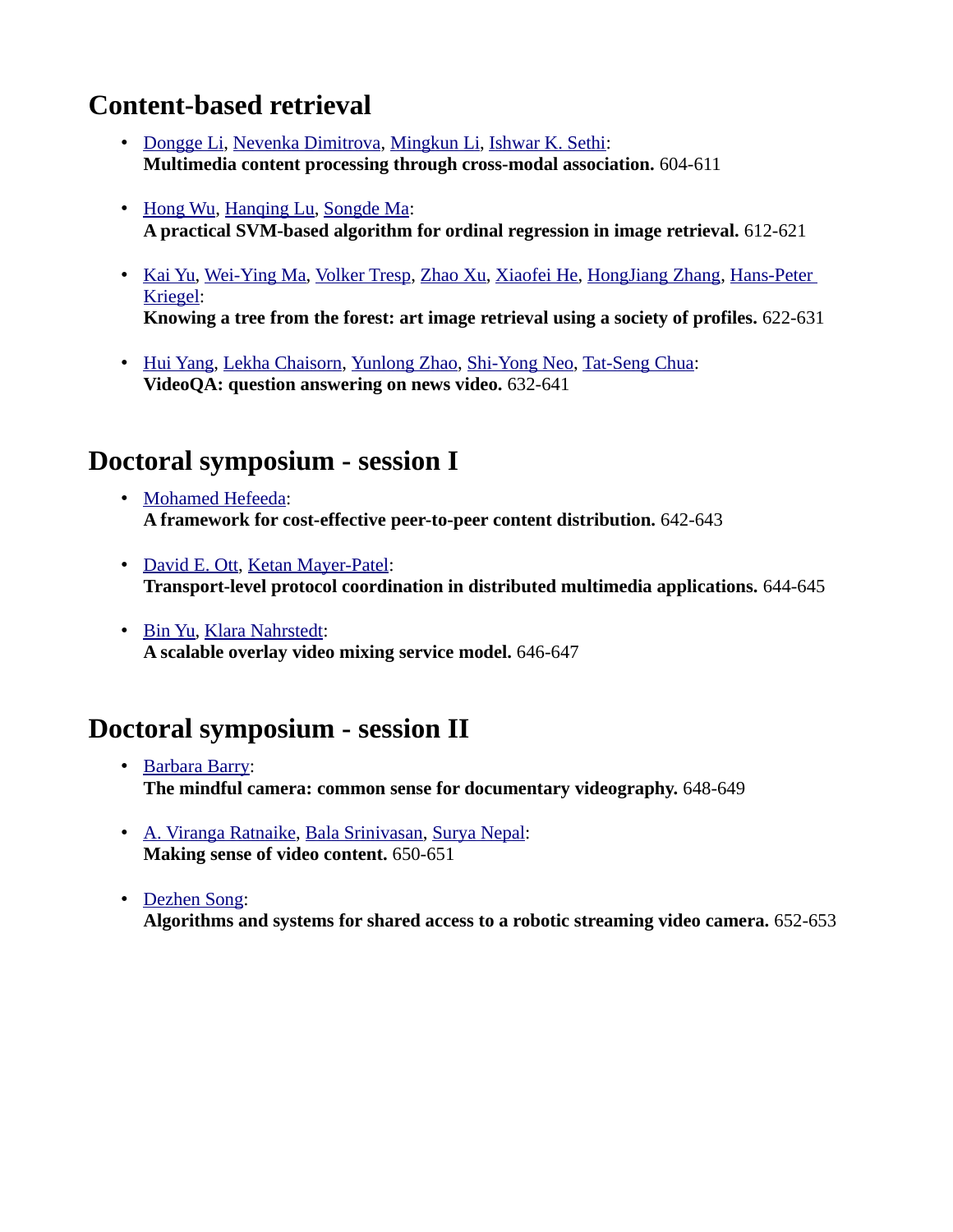## Content-based retrieval

- Dongge Li, Nevenka Dimitrova, Mingkun Li, Ishwar K. Sethi:
**Multimedia content processing through cross-modal association.** 604-611

- Hong Wu, Hanqing Lu, Songde Ma:
**A practical SVM-based algorithm for ordinal regression in image retrieval.** 612-621

- Kai Yu, Wei-Ying Ma, Volker Tresp, Zhao Xu, Xiaofei He, HongJiang Zhang, Hans-Peter Kriegel:
**Knowing a tree from the forest: art image retrieval using a society of profiles.** 622-631

- Hui Yang, Lekha Chaisorn, Yunlong Zhao, Shi-Yong Neo, Tat-Seng Chua:
**VideoQA: question answering on news video.** 632-641

## Doctoral symposium - session I

- Mohamed Hefeeda:
**A framework for cost-effective peer-to-peer content distribution.** 642-643

- David E. Ott, Ketan Mayer-Patel:
**Transport-level protocol coordination in distributed multimedia applications.** 644-645

- Bin Yu, Klara Nahrstedt:
**A scalable overlay video mixing service model.** 646-647

## Doctoral symposium - session II

- Barbara Barry:
**The mindful camera: common sense for documentary videography.** 648-649

- A. Viranga Ratnaike, Bala Srinivasan, Surya Nepal:
**Making sense of video content.** 650-651

- Dezhen Song:
**Algorithms and systems for shared access to a robotic streaming video camera.** 652-653